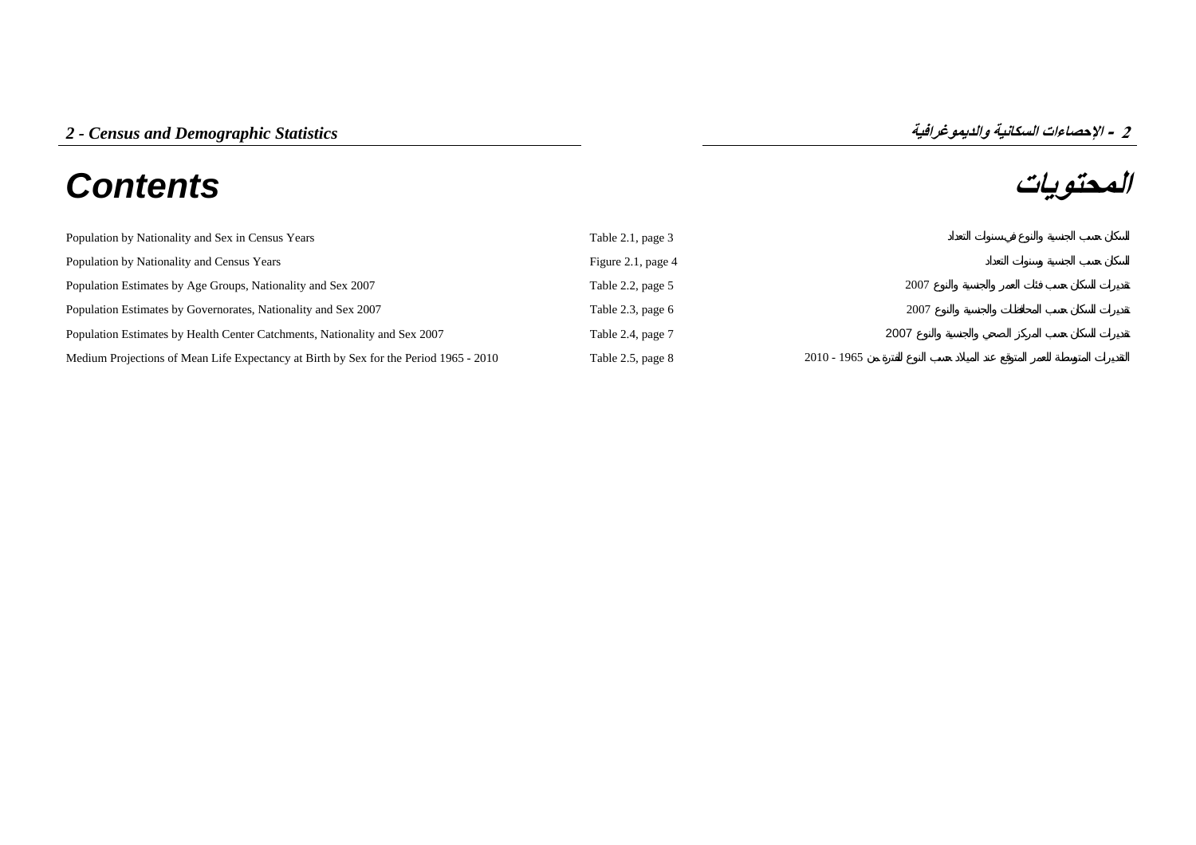# Contents

# المحتويات

| English | Reference | العربية |
|---|---|---|
| Population by Nationality and Sex in Census Years | Table 2.1, page 3 | السكان حسب الجنسية والنوع في سنوات التعداد |
| Population by Nationality and Census Years | Figure 2.1, page 4 | السكان حسب الجنسية وسنوات التعداد |
| Population Estimates by Age Groups, Nationality and Sex 2007 | Table 2.2, page 5 | تقديرات السكان حسب فئات العمر والجنسية والنوع 2007 |
| Population Estimates by Governorates, Nationality and Sex 2007 | Table 2.3, page 6 | تقديرات السكان حسب المحافظات والجنسية والنوع 2007 |
| Population Estimates by Health Center Catchments, Nationality and Sex 2007 | Table 2.4, page 7 | تقديرات السكان حسب المركز الصحي والجنسية والنوع 2007 |
| Medium Projections of Mean Life Expectancy at Birth by Sex for the Period 1965 - 2010 | Table 2.5, page 8 | التقديرات المتوسطة للعمر المتوقع عند الميلاد حسب النوع للفترة من 1965 - 2010 |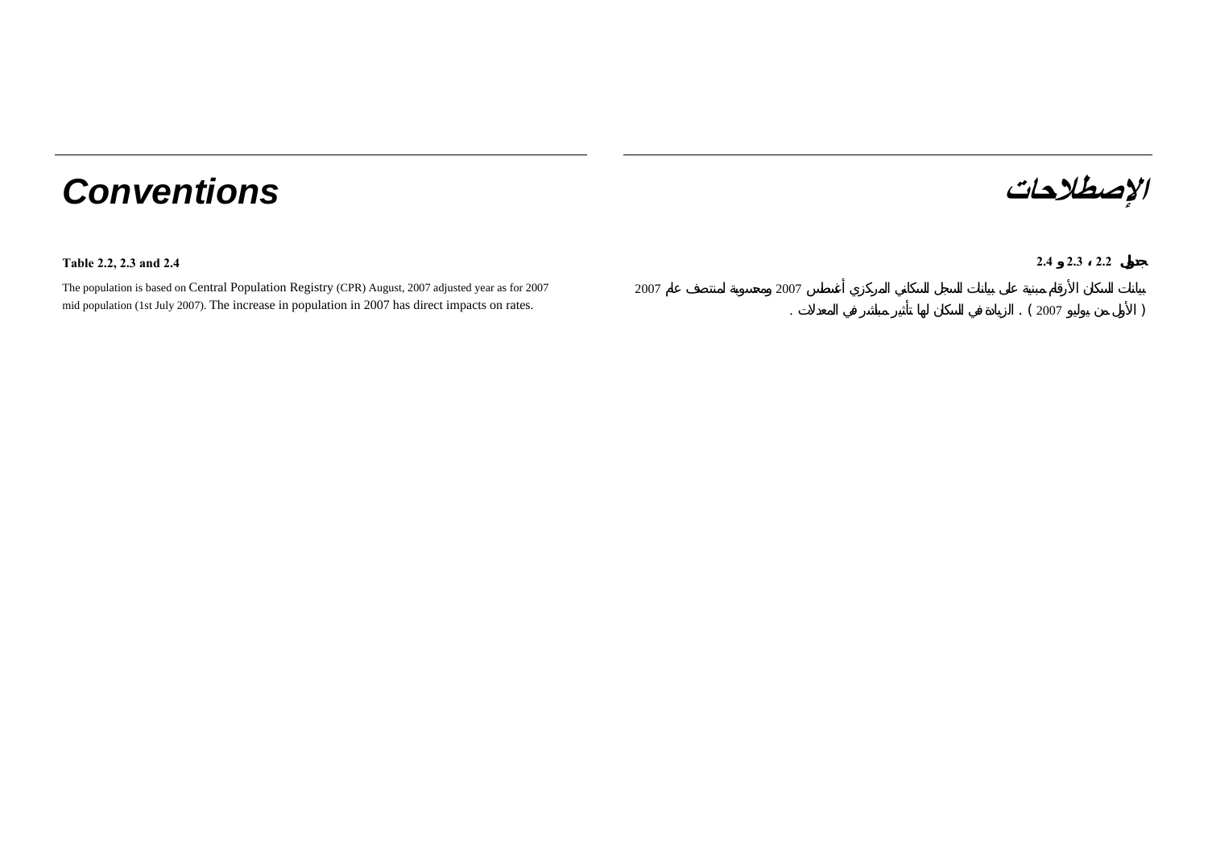# Conventions

**Table 2.2, 2.3 and 2.4**

The population is based on Central Population Registry (CPR) August, 2007 adjusted year as for 2007 mid population (1st July 2007). The increase in population in 2007 has direct impacts on rates.

# الإصطلاحات

**جدول 2.2 ، 2.3 و 2.4**

بيانات السكان الأرقام مبنية على بيانات السجل السكاني المركزي أغسطس 2007 ومحسوبة لمنتصف عام 2007 ( الأول من يوليو 2007 ) . الزيادة في السكان لها تأثير مباشر في المعدلات .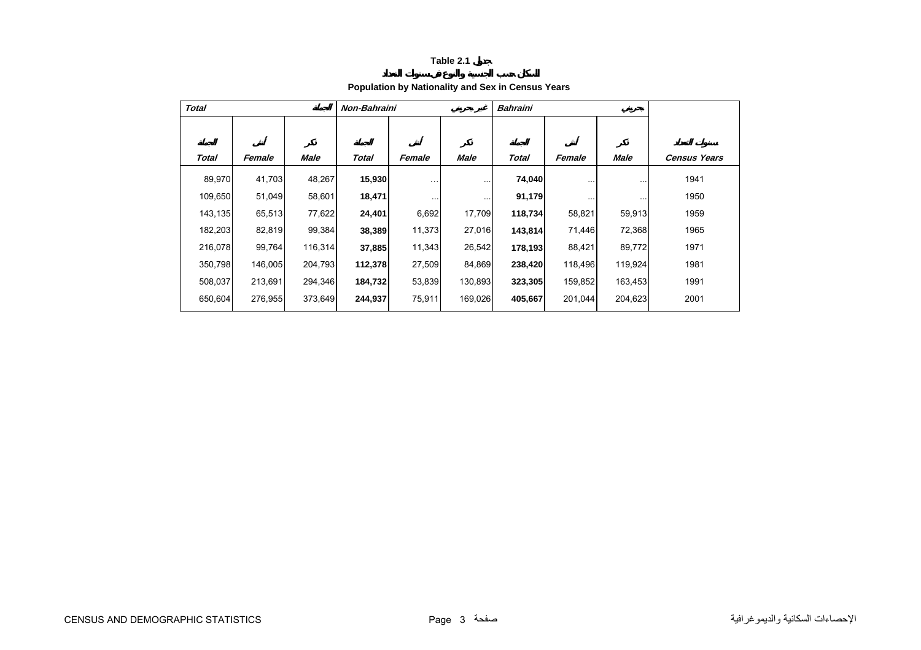**Table 2.1 جدول**

**السكان حسب الجنسية والنوع في سنوات التعداد**

**Population by Nationality and Sex in Census Years**

| *Total* الجملة | | | *Non-Bahraini* غير بحريني | | | *Bahraini* بحريني | | | |
|---|---|---|---|---|---|---|---|---|---|
| الجملة *Total* | أنثى *Female* | ذكر *Male* | الجملة *Total* | أنثى *Female* | ذكر *Male* | الجملة *Total* | أنثى *Female* | ذكر *Male* | سنوات التعداد *Census Years* |
| 89,970 | 41,703 | 48,267 | **15,930** | ... | ... | **74,040** | ... | ... | 1941 |
| 109,650 | 51,049 | 58,601 | **18,471** | ... | ... | **91,179** | ... | ... | 1950 |
| 143,135 | 65,513 | 77,622 | **24,401** | 6,692 | 17,709 | **118,734** | 58,821 | 59,913 | 1959 |
| 182,203 | 82,819 | 99,384 | **38,389** | 11,373 | 27,016 | **143,814** | 71,446 | 72,368 | 1965 |
| 216,078 | 99,764 | 116,314 | **37,885** | 11,343 | 26,542 | **178,193** | 88,421 | 89,772 | 1971 |
| 350,798 | 146,005 | 204,793 | **112,378** | 27,509 | 84,869 | **238,420** | 118,496 | 119,924 | 1981 |
| 508,037 | 213,691 | 294,346 | **184,732** | 53,839 | 130,893 | **323,305** | 159,852 | 163,453 | 1991 |
| 650,604 | 276,955 | 373,649 | **244,937** | 75,911 | 169,026 | **405,667** | 201,044 | 204,623 | 2001 |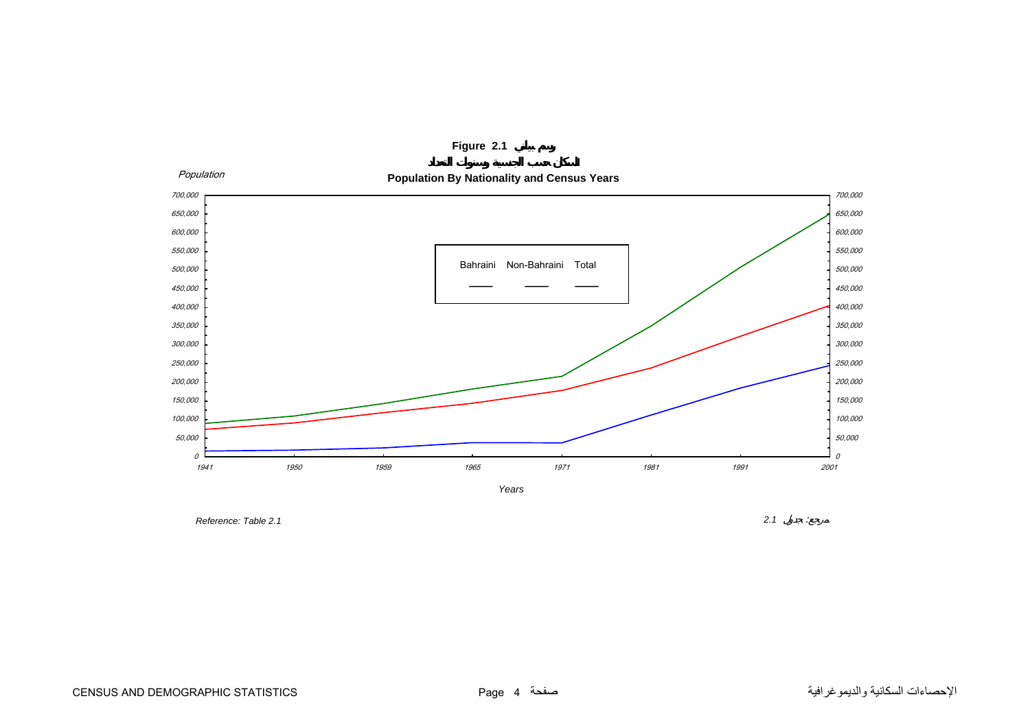**Figure 2.1 رسم بياني**

**السكان حسب الجنسية وسنوات التعداد**

**Population By Nationality and Census Years**

*Reference: Table 2.1*

مرجع: جدول 2.1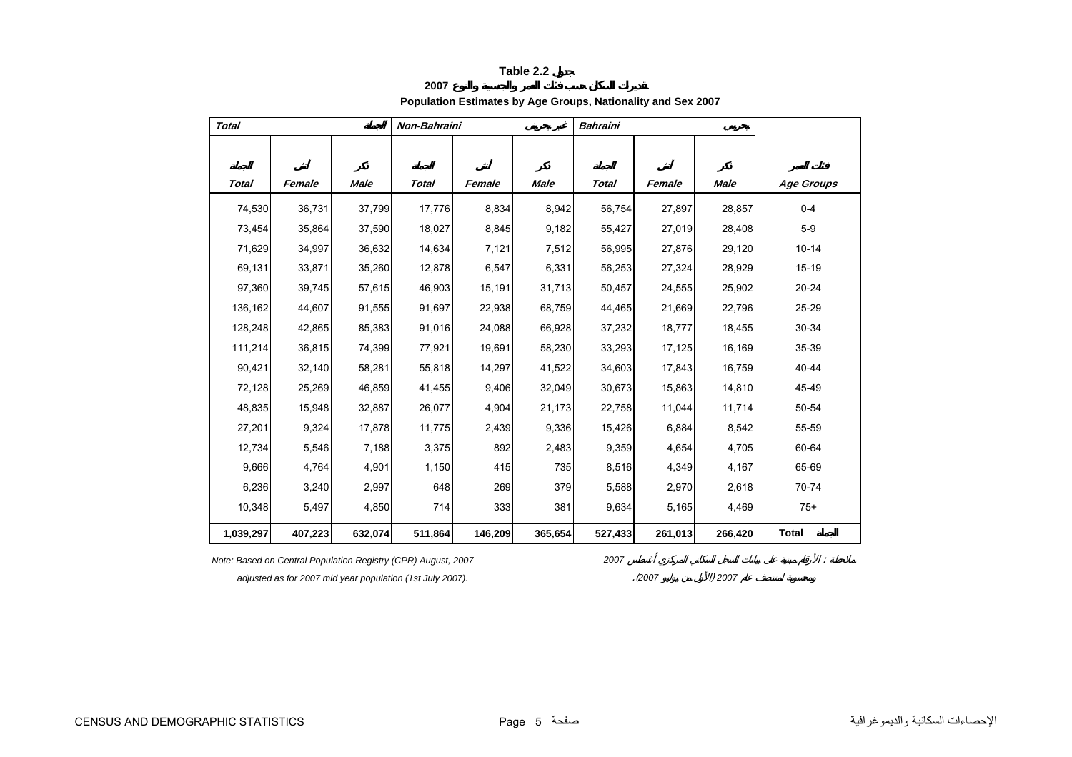# Table 2.2 جدول

## تقديرات السكان حسب فئات العمر والجنسية والنوع 2007

## Population Estimates by Age Groups, Nationality and Sex 2007

| Total الجملة | | | Non-Bahraini غير بحريني | | | Bahraini بحريني | | | |
|---|---|---|---|---|---|---|---|---|---|
| الجملة Total | أنثى Female | ذكر Male | الجملة Total | أنثى Female | ذكر Male | الجملة Total | أنثى Female | ذكر Male | فئات العمر Age Groups |
| 74,530 | 36,731 | 37,799 | 17,776 | 8,834 | 8,942 | 56,754 | 27,897 | 28,857 | 0-4 |
| 73,454 | 35,864 | 37,590 | 18,027 | 8,845 | 9,182 | 55,427 | 27,019 | 28,408 | 5-9 |
| 71,629 | 34,997 | 36,632 | 14,634 | 7,121 | 7,512 | 56,995 | 27,876 | 29,120 | 10-14 |
| 69,131 | 33,871 | 35,260 | 12,878 | 6,547 | 6,331 | 56,253 | 27,324 | 28,929 | 15-19 |
| 97,360 | 39,745 | 57,615 | 46,903 | 15,191 | 31,713 | 50,457 | 24,555 | 25,902 | 20-24 |
| 136,162 | 44,607 | 91,555 | 91,697 | 22,938 | 68,759 | 44,465 | 21,669 | 22,796 | 25-29 |
| 128,248 | 42,865 | 85,383 | 91,016 | 24,088 | 66,928 | 37,232 | 18,777 | 18,455 | 30-34 |
| 111,214 | 36,815 | 74,399 | 77,921 | 19,691 | 58,230 | 33,293 | 17,125 | 16,169 | 35-39 |
| 90,421 | 32,140 | 58,281 | 55,818 | 14,297 | 41,522 | 34,603 | 17,843 | 16,759 | 40-44 |
| 72,128 | 25,269 | 46,859 | 41,455 | 9,406 | 32,049 | 30,673 | 15,863 | 14,810 | 45-49 |
| 48,835 | 15,948 | 32,887 | 26,077 | 4,904 | 21,173 | 22,758 | 11,044 | 11,714 | 50-54 |
| 27,201 | 9,324 | 17,878 | 11,775 | 2,439 | 9,336 | 15,426 | 6,884 | 8,542 | 55-59 |
| 12,734 | 5,546 | 7,188 | 3,375 | 892 | 2,483 | 9,359 | 4,654 | 4,705 | 60-64 |
| 9,666 | 4,764 | 4,901 | 1,150 | 415 | 735 | 8,516 | 4,349 | 4,167 | 65-69 |
| 6,236 | 3,240 | 2,997 | 648 | 269 | 379 | 5,588 | 2,970 | 2,618 | 70-74 |
| 10,348 | 5,497 | 4,850 | 714 | 333 | 381 | 9,634 | 5,165 | 4,469 | 75+ |
| **1,039,297** | **407,223** | **632,074** | **511,864** | **146,209** | **365,654** | **527,433** | **261,013** | **266,420** | **Total الجملة** |

*Note: Based on Central Population Registry (CPR) August, 2007 adjusted as for 2007 mid year population (1st July 2007).*

ملاحظة : الأرقام مبنية على بيانات السجل السكاني المركزي أغسطس 2007 ومسوية لمنتصف عام 2007 (الأول من يوليو 2007).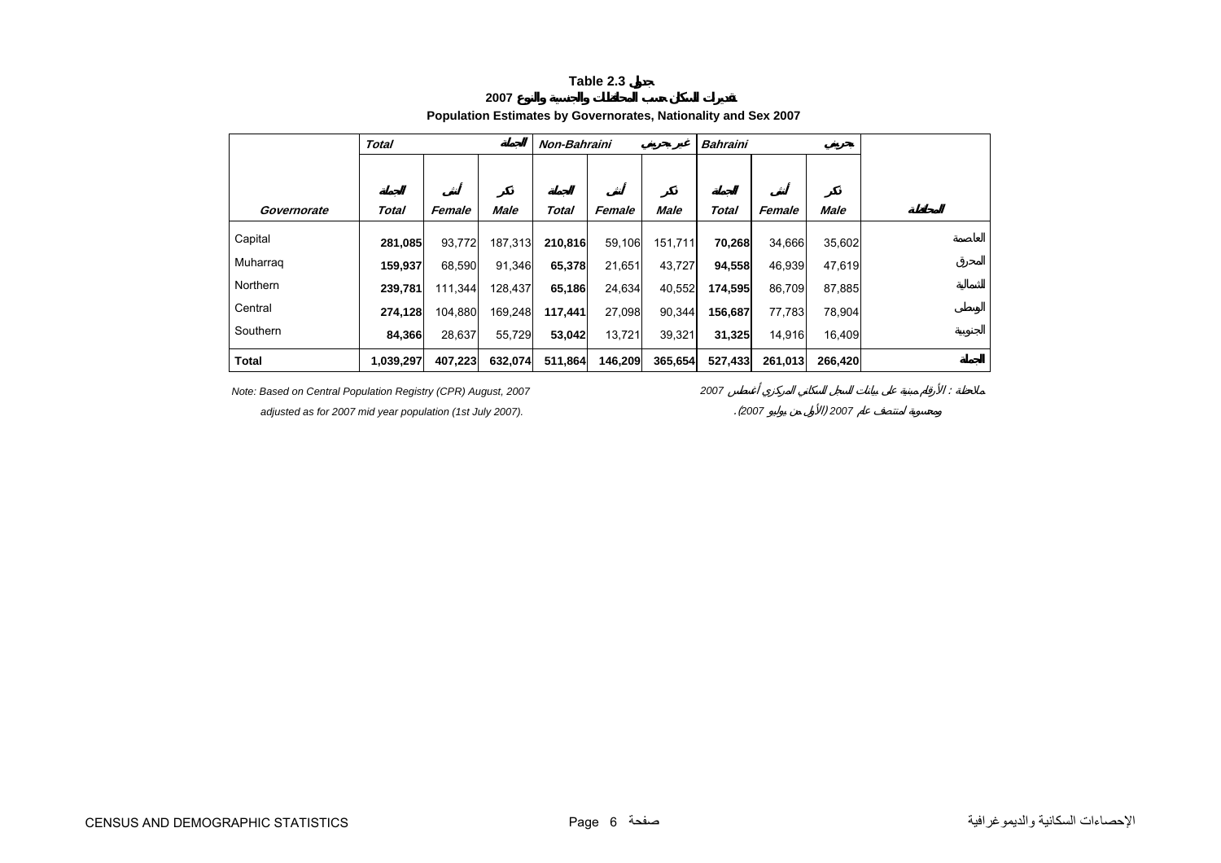# Table 2.3 جدول

## تقديرات السكان حسب المحافظات والجنسية والنوع 2007

## Population Estimates by Governorates, Nationality and Sex 2007

| | Total | | الجملة | Non-Bahraini | | غير بحريني | Bahraini | | بحريني | |
|---|---|---|---|---|---|---|---|---|---|---|
| | الجملة | أنثى | ذكر | الجملة | أنثى | ذكر | الجملة | أنثى | ذكر | |
| Governorate | Total | Female | Male | Total | Female | Male | Total | Female | Male | المحافظة |
| Capital | **281,085** | 93,772 | 187,313 | **210,816** | 59,106 | 151,711 | **70,268** | 34,666 | 35,602 | العاصمة |
| Muharraq | **159,937** | 68,590 | 91,346 | **65,378** | 21,651 | 43,727 | **94,558** | 46,939 | 47,619 | المحرق |
| Northern | **239,781** | 111,344 | 128,437 | **65,186** | 24,634 | 40,552 | **174,595** | 86,709 | 87,885 | الشمالية |
| Central | **274,128** | 104,880 | 169,248 | **117,441** | 27,098 | 90,344 | **156,687** | 77,783 | 78,904 | الوسطى |
| Southern | **84,366** | 28,637 | 55,729 | **53,042** | 13,721 | 39,321 | **31,325** | 14,916 | 16,409 | الجنوبية |
| **Total** | **1,039,297** | **407,223** | **632,074** | **511,864** | **146,209** | **365,654** | **527,433** | **261,013** | **266,420** | **الجملة** |

*Note: Based on Central Population Registry (CPR) August, 2007*
*adjusted as for 2007 mid year population (1st July 2007).*

ملاحظة : الأرقام مبنية على بيانات السجل السكاني المركزي أغسطس 2007
ومسوية لمنتصف عام 2007 (الأول من يوليو 2007).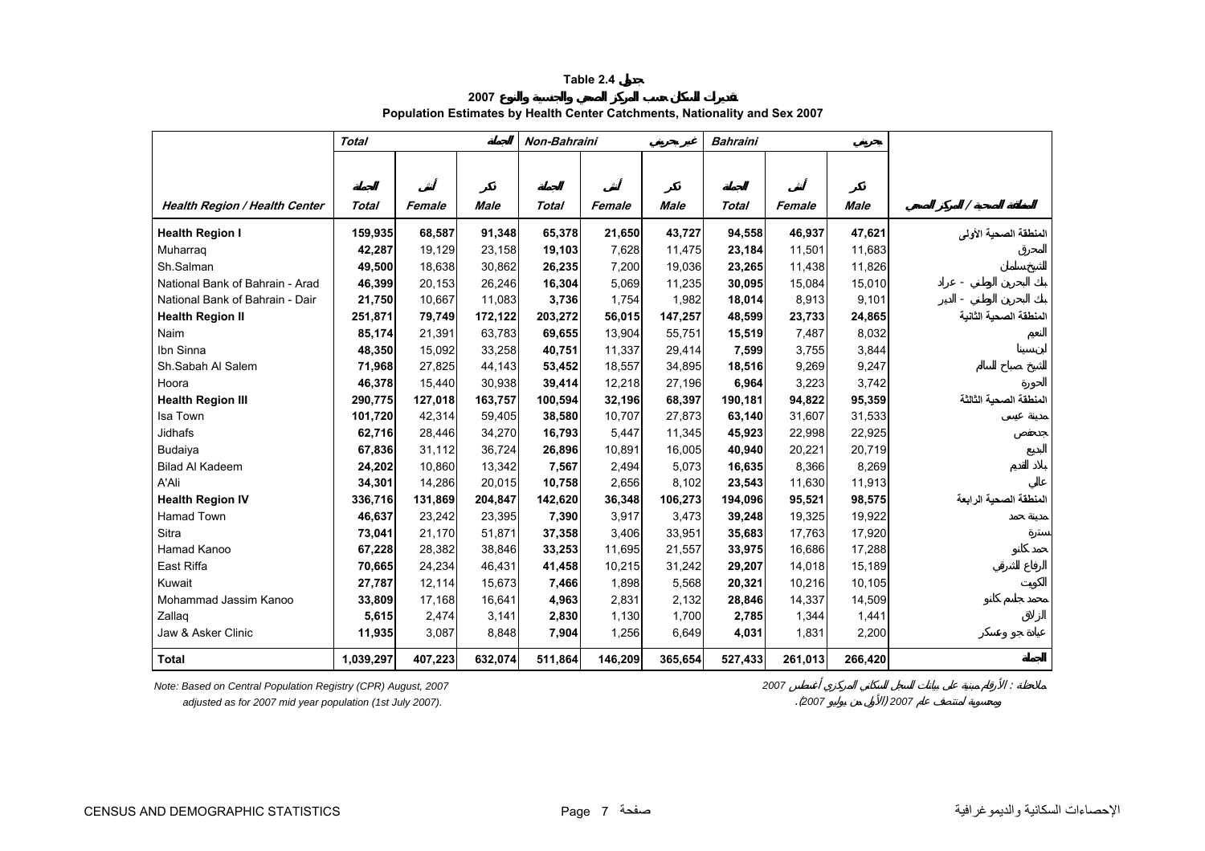**Table 2.4 جدول**

**تقديرات السكان حسب المراكز الصحية والجنسية والنوع 2007**

**Population Estimates by Health Center Catchments, Nationality and Sex 2007**

| | Total | | الجملة | Non-Bahraini | | غير بحريني | Bahraini | | بحريني | |
|---|---|---|---|---|---|---|---|---|---|---|
| | الجملة | أنثى | ذكر | الجملة | أنثى | ذكر | الجملة | أنثى | ذكر | |
| **Health Region / Health Center** | **Total** | **Female** | **Male** | **Total** | **Female** | **Male** | **Total** | **Female** | **Male** | **المنطقة الصحية / المركز الصحي** |
| **Health Region I** | **159,935** | **68,587** | **91,348** | **65,378** | **21,650** | **43,727** | **94,558** | **46,937** | **47,621** | المنطقة الصحية الأولى |
| Muharraq | **42,287** | 19,129 | 23,158 | **19,103** | 7,628 | 11,475 | **23,184** | 11,501 | 11,683 | المحرق |
| Sh.Salman | **49,500** | 18,638 | 30,862 | **26,235** | 7,200 | 19,036 | **23,265** | 11,438 | 11,826 | الشيخ سلمان |
| National Bank of Bahrain - Arad | **46,399** | 20,153 | 26,246 | **16,304** | 5,069 | 11,235 | **30,095** | 15,084 | 15,010 | بنك البحرين الوطني - عراد |
| National Bank of Bahrain - Dair | **21,750** | 10,667 | 11,083 | **3,736** | 1,754 | 1,982 | **18,014** | 8,913 | 9,101 | بنك البحرين الوطني - الدير |
| **Health Region II** | **251,871** | **79,749** | **172,122** | **203,272** | **56,015** | **147,257** | **48,599** | **23,733** | **24,865** | المنطقة الصحية الثانية |
| Naim | **85,174** | 21,391 | 63,783 | **69,655** | 13,904 | 55,751 | **15,519** | 7,487 | 8,032 | النعيم |
| Ibn Sinna | **48,350** | 15,092 | 33,258 | **40,751** | 11,337 | 29,414 | **7,599** | 3,755 | 3,844 | ابن سينا |
| Sh.Sabah Al Salem | **71,968** | 27,825 | 44,143 | **53,452** | 18,557 | 34,895 | **18,516** | 9,269 | 9,247 | الشيخ صباح السالم |
| Hoora | **46,378** | 15,440 | 30,938 | **39,414** | 12,218 | 27,196 | **6,964** | 3,223 | 3,742 | الحورة |
| **Health Region III** | **290,775** | **127,018** | **163,757** | **100,594** | **32,196** | **68,397** | **190,181** | **94,822** | **95,359** | المنطقة الصحية الثالثة |
| Isa Town | **101,720** | 42,314 | 59,405 | **38,580** | 10,707 | 27,873 | **63,140** | 31,607 | 31,533 | مدينة عيسى |
| Jidhafs | **62,716** | 28,446 | 34,270 | **16,793** | 5,447 | 11,345 | **45,923** | 22,998 | 22,925 | جدحفص |
| Budaiya | **67,836** | 31,112 | 36,724 | **26,896** | 10,891 | 16,005 | **40,940** | 20,221 | 20,719 | البديع |
| Bilad Al Kadeem | **24,202** | 10,860 | 13,342 | **7,567** | 2,494 | 5,073 | **16,635** | 8,366 | 8,269 | بلاد القديم |
| A'Ali | **34,301** | 14,286 | 20,015 | **10,758** | 2,656 | 8,102 | **23,543** | 11,630 | 11,913 | عالي |
| **Health Region IV** | **336,716** | **131,869** | **204,847** | **142,620** | **36,348** | **106,273** | **194,096** | **95,521** | **98,575** | المنطقة الصحية الرابعة |
| Hamad Town | **46,637** | 23,242 | 23,395 | **7,390** | 3,917 | 3,473 | **39,248** | 19,325 | 19,922 | مدينة حمد |
| Sitra | **73,041** | 21,170 | 51,871 | **37,358** | 3,406 | 33,951 | **35,683** | 17,763 | 17,920 | سترة |
| Hamad Kanoo | **67,228** | 28,382 | 38,846 | **33,253** | 11,695 | 21,557 | **33,975** | 16,686 | 17,288 | حمد كانو |
| East Riffa | **70,665** | 24,234 | 46,431 | **41,458** | 10,215 | 31,242 | **29,207** | 14,018 | 15,189 | الرفاع الشرقي |
| Kuwait | **27,787** | 12,114 | 15,673 | **7,466** | 1,898 | 5,568 | **20,321** | 10,216 | 10,105 | الكويت |
| Mohammad Jassim Kanoo | **33,809** | 17,168 | 16,641 | **4,963** | 2,831 | 2,132 | **28,846** | 14,337 | 14,509 | محمد جاسم كانو |
| Zallaq | **5,615** | 2,474 | 3,141 | **2,830** | 1,130 | 1,700 | **2,785** | 1,344 | 1,441 | الزلاق |
| Jaw & Asker Clinic | **11,935** | 3,087 | 8,848 | **7,904** | 1,256 | 6,649 | **4,031** | 1,831 | 2,200 | عيادة جو وعسكر |
| **Total** | **1,039,297** | **407,223** | **632,074** | **511,864** | **146,209** | **365,654** | **527,433** | **261,013** | **266,420** | الجملة |

*Note: Based on Central Population Registry (CPR) August, 2007 adjusted as for 2007 mid year population (1st July 2007).*

ملاحظة : الأرقام مبنية على بيانات السجل السكاني المركزي أغسطس 2007 ومسوية لمنتصف عام 2007 (الأول من يوليو 2007).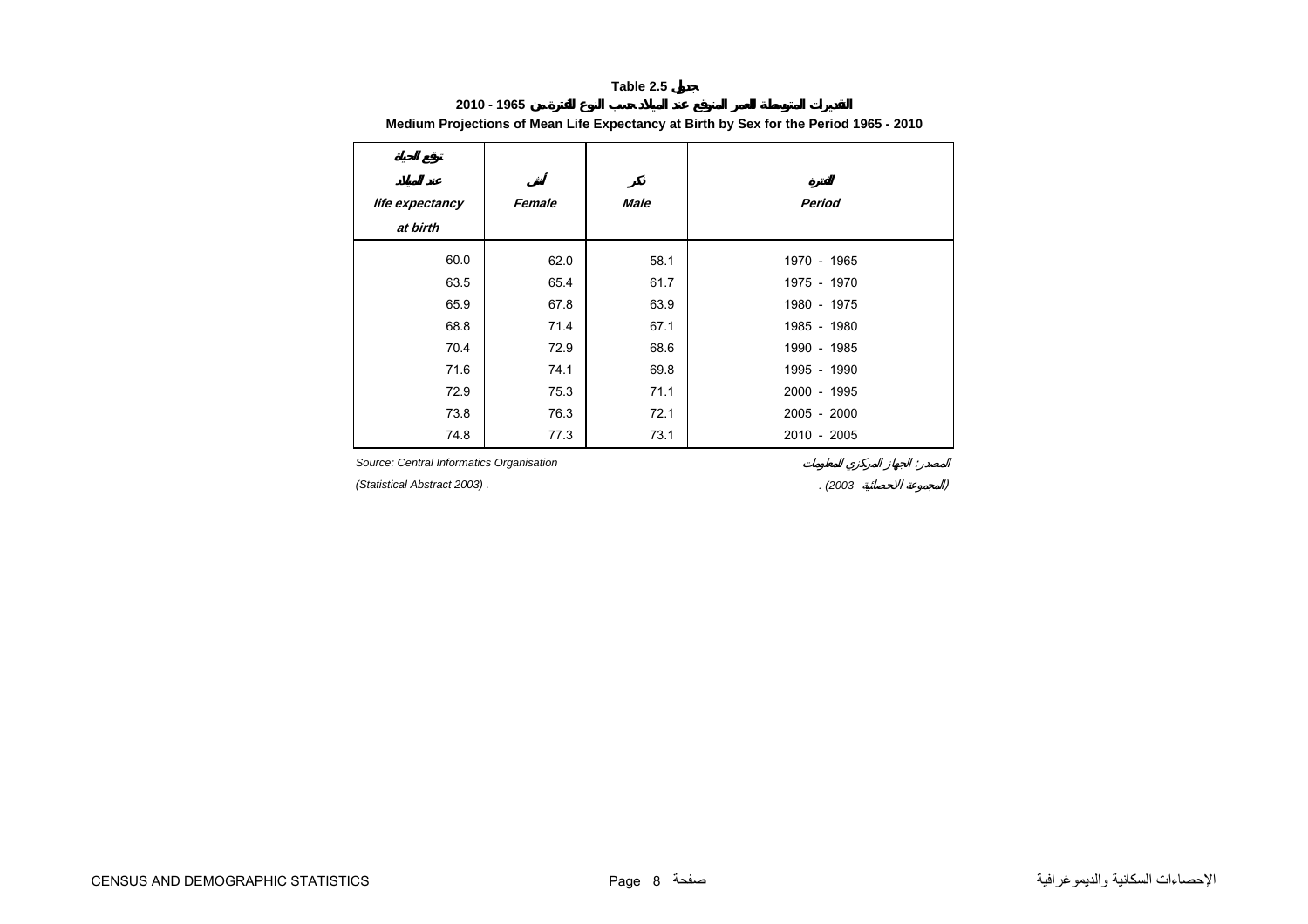**Table 2.5 جدول**

**2010 - 1965 التقديرات المتوسطة للعمر المتوقع عند الميلاد حسب النوع للفترة من**

**Medium Projections of Mean Life Expectancy at Birth by Sex for the Period 1965 - 2010**

| توقع الحياة عند الميلاد *life expectancy at birth* | أنثى *Female* | ذكر *Male* | الفترة *Period* |
|---|---|---|---|
| 60.0 | 62.0 | 58.1 | 1970 - 1965 |
| 63.5 | 65.4 | 61.7 | 1975 - 1970 |
| 65.9 | 67.8 | 63.9 | 1980 - 1975 |
| 68.8 | 71.4 | 67.1 | 1985 - 1980 |
| 70.4 | 72.9 | 68.6 | 1990 - 1985 |
| 71.6 | 74.1 | 69.8 | 1995 - 1990 |
| 72.9 | 75.3 | 71.1 | 2000 - 1995 |
| 73.8 | 76.3 | 72.1 | 2005 - 2000 |
| 74.8 | 77.3 | 73.1 | 2010 - 2005 |

*Source: Central Informatics Organisation*

*(Statistical Abstract 2003) .*

المصدر: الجهاز المركزي للمعلومات

(المجموعة الاحصائية 2003) .